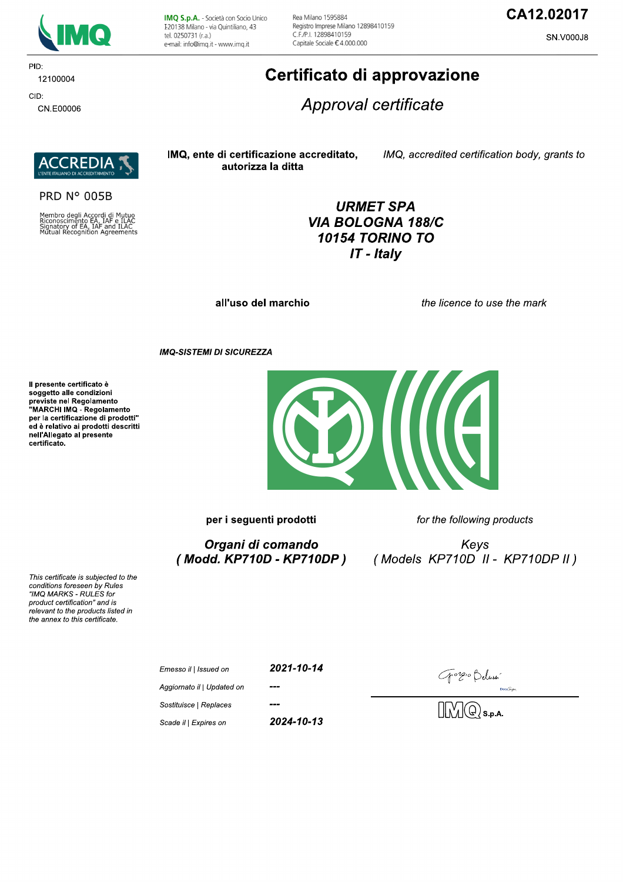**IMQ S.p.A.** - Società con Socio Unico
I-20138 Milano - via Quintiliano, 43
tel. 0250731 (r.a.)
e-mail: info@imq.it - www.imq.it

Rea Milano 1595884
Registro Imprese Milano 12898410159
C.F./P.I. 12898410159
Capitale Sociale € 4.000.000

**CA12.02017**

SN.V000J8

PID:
12100004

CID:
CN.E00006

# Certificato di approvazione

## *Approval certificate*

ACCREDIA
L'ENTE ITALIANO DI ACCREDITAMENTO

PRD N° 005B

Membro degli Accordi di Mutuo Riconoscimento EA, IAF e ILAC
Signatory of EA, IAF and ILAC Mutual Recognition Agreements

**IMQ, ente di certificazione accreditato, autorizza la ditta**

*IMQ, accredited certification body, grants to*

***URMET SPA***
***VIA BOLOGNA 188/C***
***10154 TORINO TO***
***IT - Italy***

**all'uso del marchio**

*the licence to use the mark*

***IMQ-SISTEMI DI SICUREZZA***

**Il presente certificato è soggetto alle condizioni previste nel Regolamento "MARCHI IMQ - Regolamento per la certificazione di prodotti" ed è relativo ai prodotti descritti nell'Allegato al presente certificato.**

*This certificate is subjected to the conditions foreseen by Rules "IMQ MARKS - RULES for product certification" and is relevant to the products listed in the annex to this certificate.*

**per i seguenti prodotti**

*for the following products*

***Organi di comando***
***( Modd. KP710D - KP710DP )***

*Keys*
*( Models KP710D II - KP710DP II )*

| | |
|---|---|
| *Emesso il \| Issued on* | ***2021-10-14*** |
| *Aggiornato il \| Updated on* | ***---*** |
| *Sostituisce \| Replaces* | ***---*** |
| *Scade il \| Expires on* | ***2024-10-13*** |

Giorgio Belussi

IMQ S.p.A.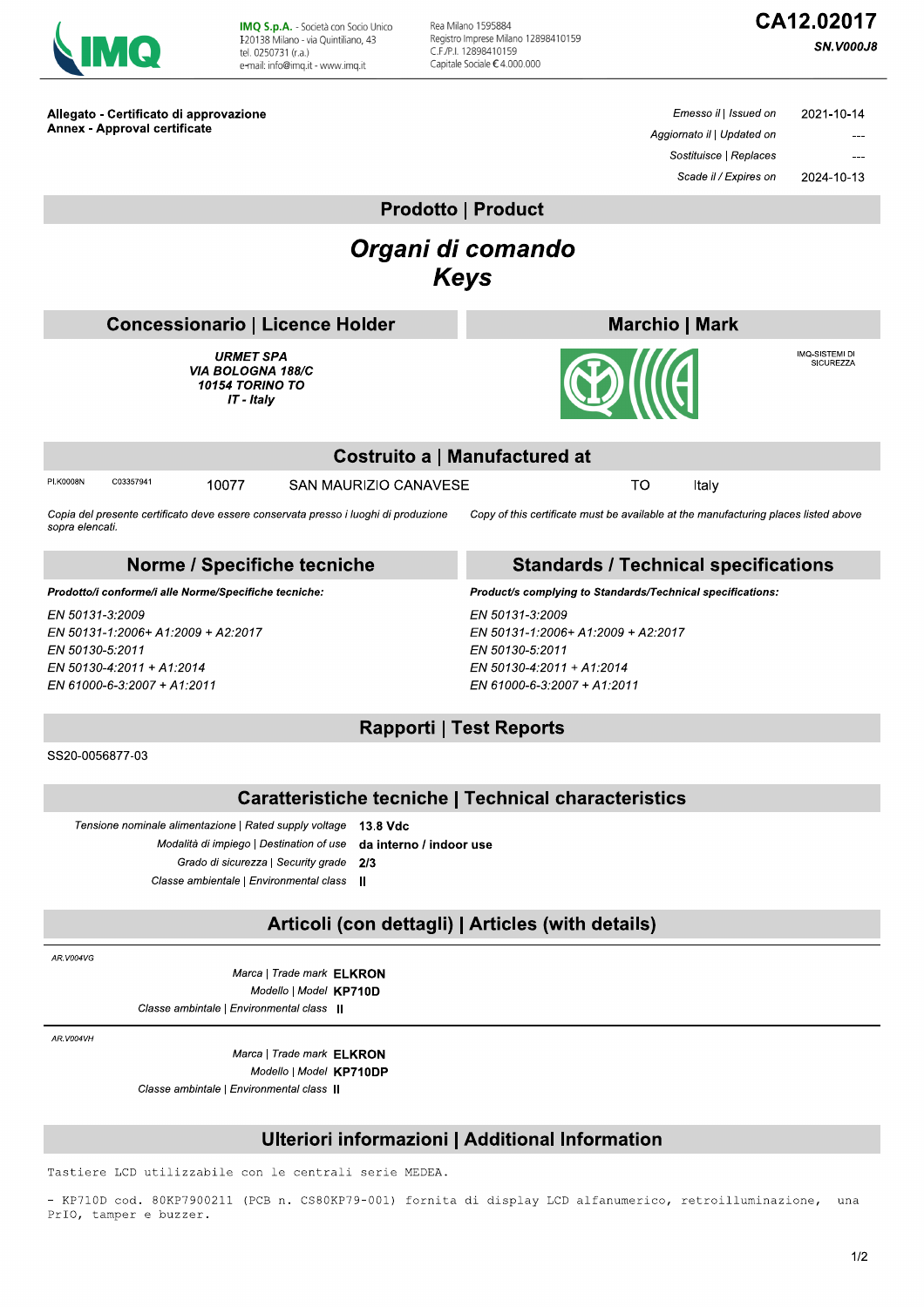**IMQ S.p.A.** - Società con Socio Unico
I-20138 Milano - via Quintiliano, 43
tel. 0250731 (r.a.)
e-mail: info@imq.it - www.imq.it

Rea Milano 1595884
Registro Imprese Milano 12898410159
C.F./P.I. 12898410159
Capitale Sociale € 4.000.000

# CA12.02017

***SN.V000J8***

**Allegato - Certificato di approvazione**
**Annex - Approval certificate**

| | |
|---|---|
| *Emesso il \| Issued on* | 2021-10-14 |
| *Aggiornato il \| Updated on* | --- |
| *Sostituisce \| Replaces* | --- |
| *Scade il / Expires on* | 2024-10-13 |

## Prodotto | Product

***Organi di comando***
***Keys***

## Concessionario | Licence Holder

***URMET SPA***
***VIA BOLOGNA 188/C***
***10154 TORINO TO***
***IT - Italy***

## Marchio | Mark

IMQ-SISTEMI DI SICUREZZA

## Costruito a | Manufactured at

| | | | | | |
|---|---|---|---|---|---|
| PI.K0008N | C03357941 | 10077 | SAN MAURIZIO CANAVESE | TO | Italy |

*Copia del presente certificato deve essere conservata presso i luoghi di produzione sopra elencati.*

*Copy of this certificate must be available at the manufacturing places listed above*

## Norme / Specifiche tecniche

***Prodotto/i conforme/i alle Norme/Specifiche tecniche:***

*EN 50131-3:2009*
*EN 50131-1:2006+ A1:2009 + A2:2017*
*EN 50130-5:2011*
*EN 50130-4:2011 + A1:2014*
*EN 61000-6-3:2007 + A1:2011*

## Standards / Technical specifications

***Product/s complying to Standards/Technical specifications:***

*EN 50131-3:2009*
*EN 50131-1:2006+ A1:2009 + A2:2017*
*EN 50130-5:2011*
*EN 50130-4:2011 + A1:2014*
*EN 61000-6-3:2007 + A1:2011*

## Rapporti | Test Reports

SS20-0056877-03

## Caratteristiche tecniche | Technical characteristics

| | |
|---|---|
| *Tensione nominale alimentazione \| Rated supply voltage* | **13.8 Vdc** |
| *Modalità di impiego \| Destination of use* | **da interno / indoor use** |
| *Grado di sicurezza \| Security grade* | **2/3** |
| *Classe ambientale \| Environmental class* | **II** |

## Articoli (con dettagli) | Articles (with details)

*AR.V004VG*

| | |
|---|---|
| *Marca \| Trade mark* | **ELKRON** |
| *Modello \| Model* | **KP710D** |
| *Classe ambintale \| Environmental class* | **II** |

*AR.V004VH*

| | |
|---|---|
| *Marca \| Trade mark* | **ELKRON** |
| *Modello \| Model* | **KP710DP** |
| *Classe ambintale \| Environmental class* | **II** |

## Ulteriori informazioni | Additional Information

Tastiere LCD utilizzabile con le centrali serie MEDEA.

- KP710D cod. 80KP7900211 (PCB n. CS80KP79-001) fornita di display LCD alfanumerico, retroilluminazione, una PrIO, tamper e buzzer.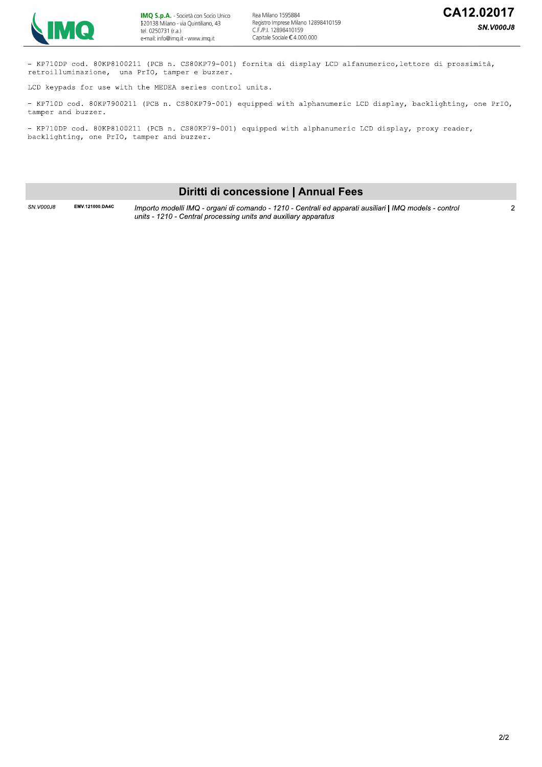- KP710DP cod. 80KP8100211 (PCB n. CS80KP79-001) fornita di display LCD alfanumerico,lettore di prossimità, retroilluminazione, una PrIO, tamper e buzzer.

LCD keypads for use with the MEDEA series control units.

- KP710D cod. 80KP7900211 (PCB n. CS80KP79-001) equipped with alphanumeric LCD display, backlighting, one PrIO, tamper and buzzer.

- KP710DP cod. 80KP8100211 (PCB n. CS80KP79-001) equipped with alphanumeric LCD display, proxy reader, backlighting, one PrIO, tamper and buzzer.

## Diritti di concessione | Annual Fees

| | | | |
|---|---|---|---|
| *SN.V000J8* | **EMV.121000.DA4C** | *Importo modelli IMQ - organi di comando - 1210 - Centrali ed apparati ausiliari* **\|** *IMQ models - control units - 1210 - Central processing units and auxiliary apparatus* | 2 |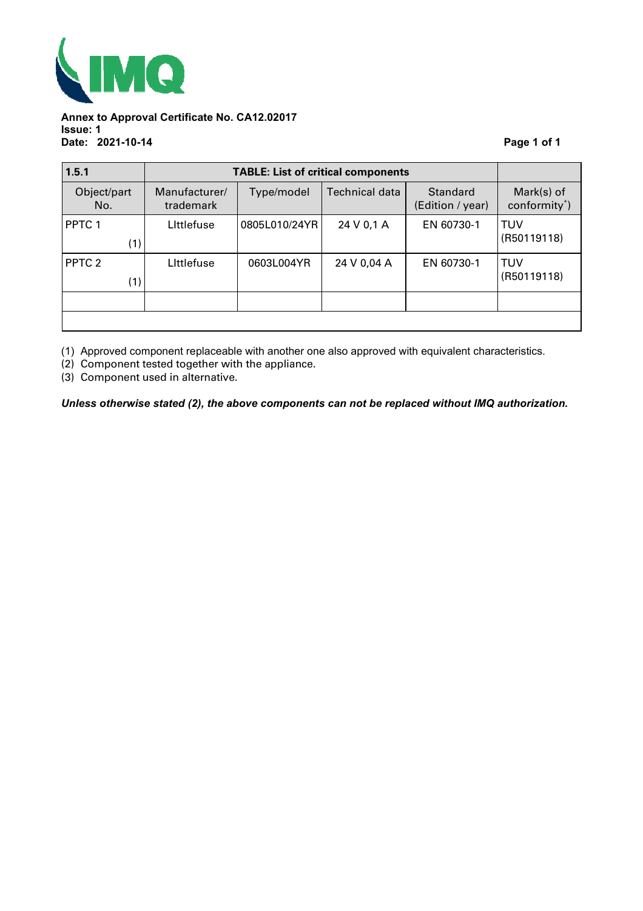**Annex to Approval Certificate No. CA12.02017**
**Issue: 1**
**Date: 2021-10-14**

| 1.5.1 | TABLE: List of critical components | | | | |
|---|---|---|---|---|---|
| Object/part No. | Manufacturer/ trademark | Type/model | Technical data | Standard (Edition / year) | Mark(s) of conformity*) |
| PPTC 1 (1) | LIttlefuse | 0805L010/24YR | 24 V 0,1 A | EN 60730-1 | TUV (R50119118) |
| PPTC 2 (1) | LIttlefuse | 0603L004YR | 24 V 0,04 A | EN 60730-1 | TUV (R50119118) |
| | | | | | |
| | | | | | |

(1) Approved component replaceable with another one also approved with equivalent characteristics.
(2) Component tested together with the appliance.
(3) Component used in alternative.

***Unless otherwise stated (2), the above components can not be replaced without IMQ authorization.***